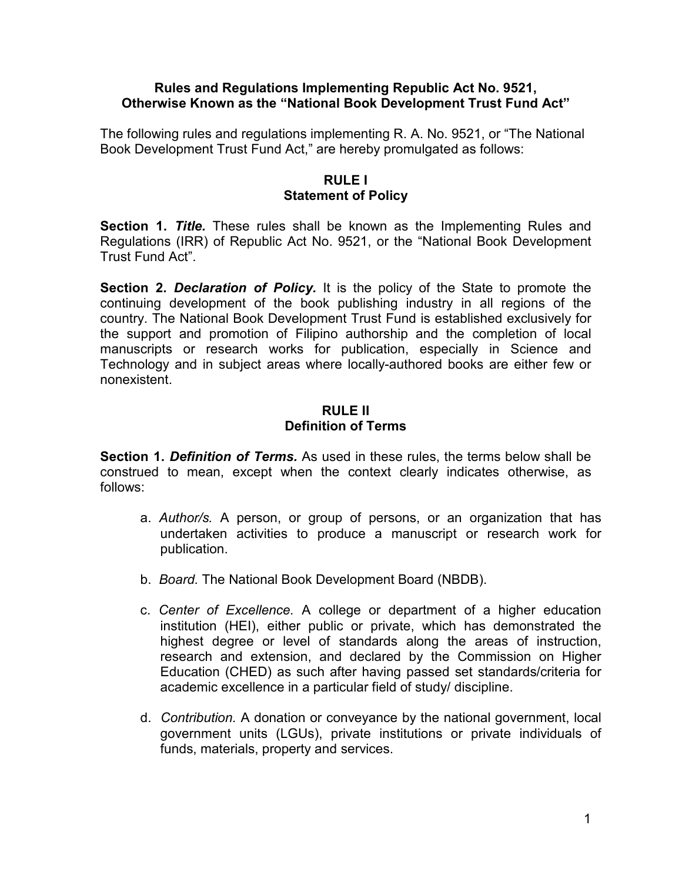# Rules and Regulations Implementing Republic Act No. 9521, Otherwise Known as the "National Book Development Trust Fund Act"

The following rules and regulations implementing R. A. No. 9521, or "The National Book Development Trust Fund Act," are hereby promulgated as follows:

## RULE I
## Statement of Policy

**Section 1.** ***Title.*** These rules shall be known as the Implementing Rules and Regulations (IRR) of Republic Act No. 9521, or the "National Book Development Trust Fund Act".

**Section 2.** ***Declaration of Policy.*** It is the policy of the State to promote the continuing development of the book publishing industry in all regions of the country. The National Book Development Trust Fund is established exclusively for the support and promotion of Filipino authorship and the completion of local manuscripts or research works for publication, especially in Science and Technology and in subject areas where locally-authored books are either few or nonexistent.

## RULE II
## Definition of Terms

**Section 1.** ***Definition of Terms.*** As used in these rules, the terms below shall be construed to mean, except when the context clearly indicates otherwise, as follows:

a. *Author/s.* A person, or group of persons, or an organization that has undertaken activities to produce a manuscript or research work for publication.

b. *Board.* The National Book Development Board (NBDB).

c. *Center of Excellence.* A college or department of a higher education institution (HEI), either public or private, which has demonstrated the highest degree or level of standards along the areas of instruction, research and extension, and declared by the Commission on Higher Education (CHED) as such after having passed set standards/criteria for academic excellence in a particular field of study/ discipline.

d. *Contribution.* A donation or conveyance by the national government, local government units (LGUs), private institutions or private individuals of funds, materials, property and services.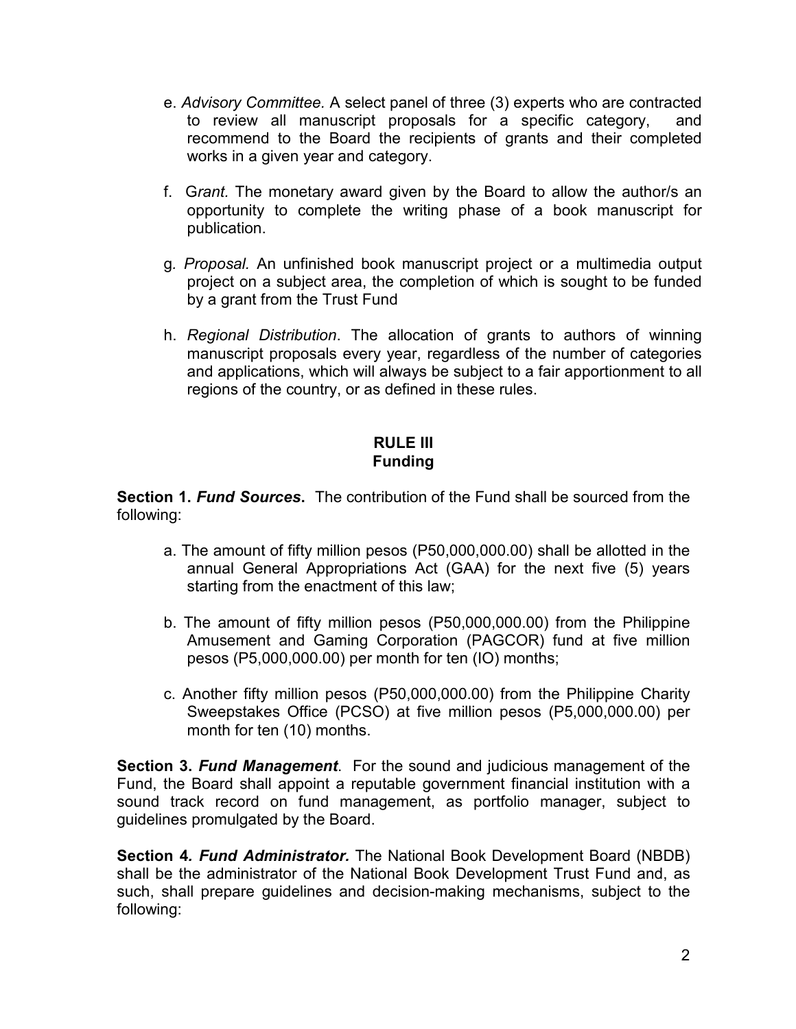e. *Advisory Committee.* A select panel of three (3) experts who are contracted to review all manuscript proposals for a specific category, and recommend to the Board the recipients of grants and their completed works in a given year and category.

f. G*rant*. The monetary award given by the Board to allow the author/s an opportunity to complete the writing phase of a book manuscript for publication.

g. *Proposal.* An unfinished book manuscript project or a multimedia output project on a subject area, the completion of which is sought to be funded by a grant from the Trust Fund

h. *Regional Distribution*. The allocation of grants to authors of winning manuscript proposals every year, regardless of the number of categories and applications, which will always be subject to a fair apportionment to all regions of the country, or as defined in these rules.

## RULE III
## Funding

**Section 1. *Fund Sources*.** The contribution of the Fund shall be sourced from the following:

a. The amount of fifty million pesos (P50,000,000.00) shall be allotted in the annual General Appropriations Act (GAA) for the next five (5) years starting from the enactment of this law;

b. The amount of fifty million pesos (P50,000,000.00) from the Philippine Amusement and Gaming Corporation (PAGCOR) fund at five million pesos (P5,000,000.00) per month for ten (IO) months;

c. Another fifty million pesos (P50,000,000.00) from the Philippine Charity Sweepstakes Office (PCSO) at five million pesos (P5,000,000.00) per month for ten (10) months.

**Section 3. *Fund Management*.** For the sound and judicious management of the Fund, the Board shall appoint a reputable government financial institution with a sound track record on fund management, as portfolio manager, subject to guidelines promulgated by the Board.

**Section 4*. Fund Administrator.*** The National Book Development Board (NBDB) shall be the administrator of the National Book Development Trust Fund and, as such, shall prepare guidelines and decision-making mechanisms, subject to the following: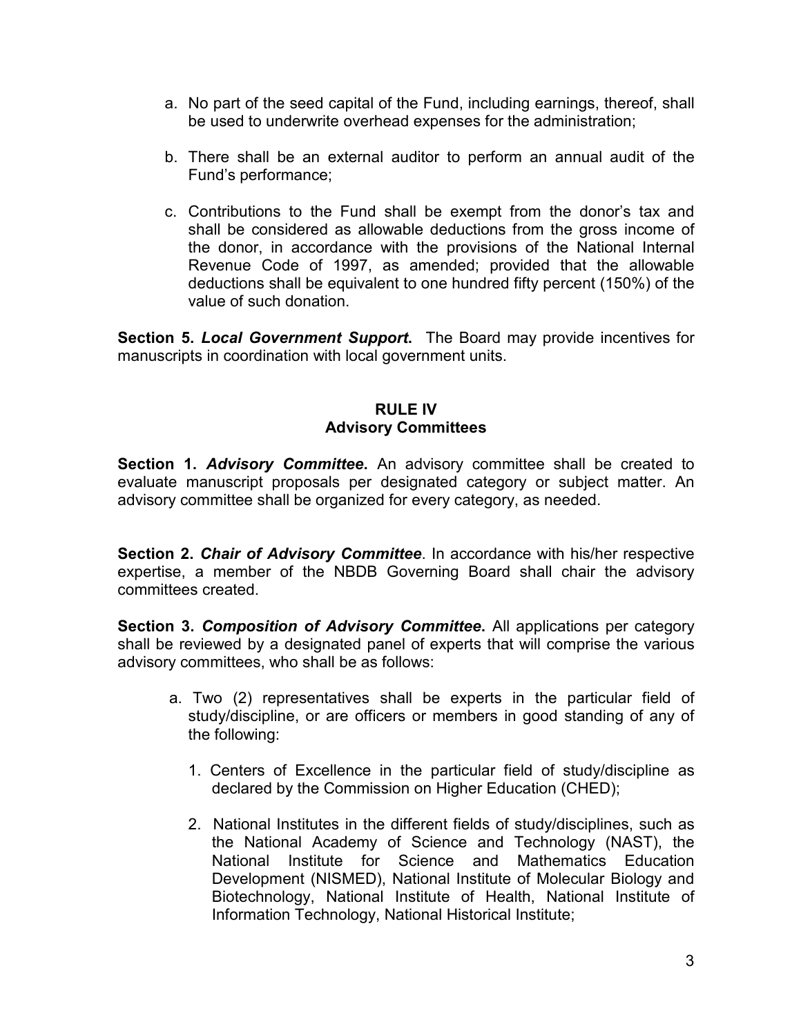a. No part of the seed capital of the Fund, including earnings, thereof, shall be used to underwrite overhead expenses for the administration;

b. There shall be an external auditor to perform an annual audit of the Fund's performance;

c. Contributions to the Fund shall be exempt from the donor's tax and shall be considered as allowable deductions from the gross income of the donor, in accordance with the provisions of the National Internal Revenue Code of 1997, as amended; provided that the allowable deductions shall be equivalent to one hundred fifty percent (150%) of the value of such donation.

**Section 5. *Local Government Support*.** The Board may provide incentives for manuscripts in coordination with local government units.

## RULE IV
## Advisory Committees

**Section 1. *Advisory Committee*.** An advisory committee shall be created to evaluate manuscript proposals per designated category or subject matter. An advisory committee shall be organized for every category, as needed.

**Section 2. *Chair of Advisory Committee*.** In accordance with his/her respective expertise, a member of the NBDB Governing Board shall chair the advisory committees created.

**Section 3. *Composition of Advisory Committee*.** All applications per category shall be reviewed by a designated panel of experts that will comprise the various advisory committees, who shall be as follows:

a. Two (2) representatives shall be experts in the particular field of study/discipline, or are officers or members in good standing of any of the following:

   1. Centers of Excellence in the particular field of study/discipline as declared by the Commission on Higher Education (CHED);

   2. National Institutes in the different fields of study/disciplines, such as the National Academy of Science and Technology (NAST), the National Institute for Science and Mathematics Education Development (NISMED), National Institute of Molecular Biology and Biotechnology, National Institute of Health, National Institute of Information Technology, National Historical Institute;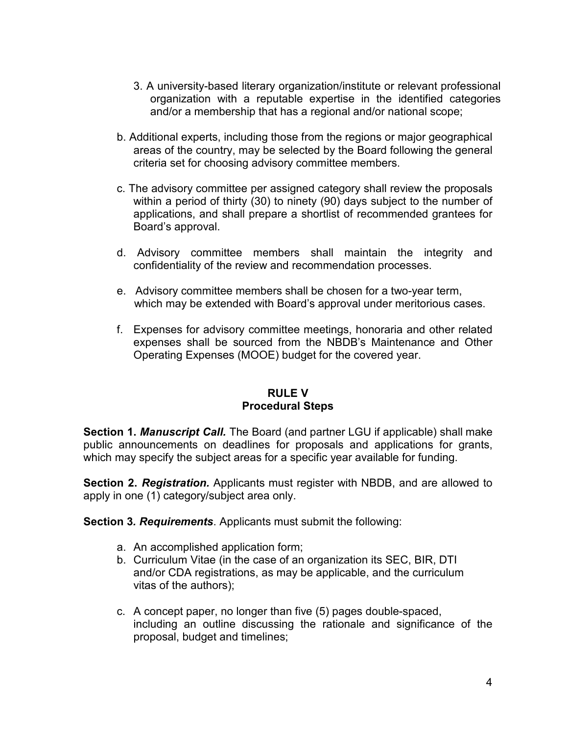3. A university-based literary organization/institute or relevant professional organization with a reputable expertise in the identified categories and/or a membership that has a regional and/or national scope;

b. Additional experts, including those from the regions or major geographical areas of the country, may be selected by the Board following the general criteria set for choosing advisory committee members.

c. The advisory committee per assigned category shall review the proposals within a period of thirty (30) to ninety (90) days subject to the number of applications, and shall prepare a shortlist of recommended grantees for Board's approval.

d. Advisory committee members shall maintain the integrity and confidentiality of the review and recommendation processes.

e. Advisory committee members shall be chosen for a two-year term, which may be extended with Board's approval under meritorious cases.

f. Expenses for advisory committee meetings, honoraria and other related expenses shall be sourced from the NBDB's Maintenance and Other Operating Expenses (MOOE) budget for the covered year.

## RULE V
## Procedural Steps

**Section 1. *Manuscript Call.*** The Board (and partner LGU if applicable) shall make public announcements on deadlines for proposals and applications for grants, which may specify the subject areas for a specific year available for funding.

**Section 2. *Registration.*** Applicants must register with NBDB, and are allowed to apply in one (1) category/subject area only.

**Section 3. *Requirements*.** Applicants must submit the following:

a. An accomplished application form;
b. Curriculum Vitae (in the case of an organization its SEC, BIR, DTI and/or CDA registrations, as may be applicable, and the curriculum vitas of the authors);
c. A concept paper, no longer than five (5) pages double-spaced, including an outline discussing the rationale and significance of the proposal, budget and timelines;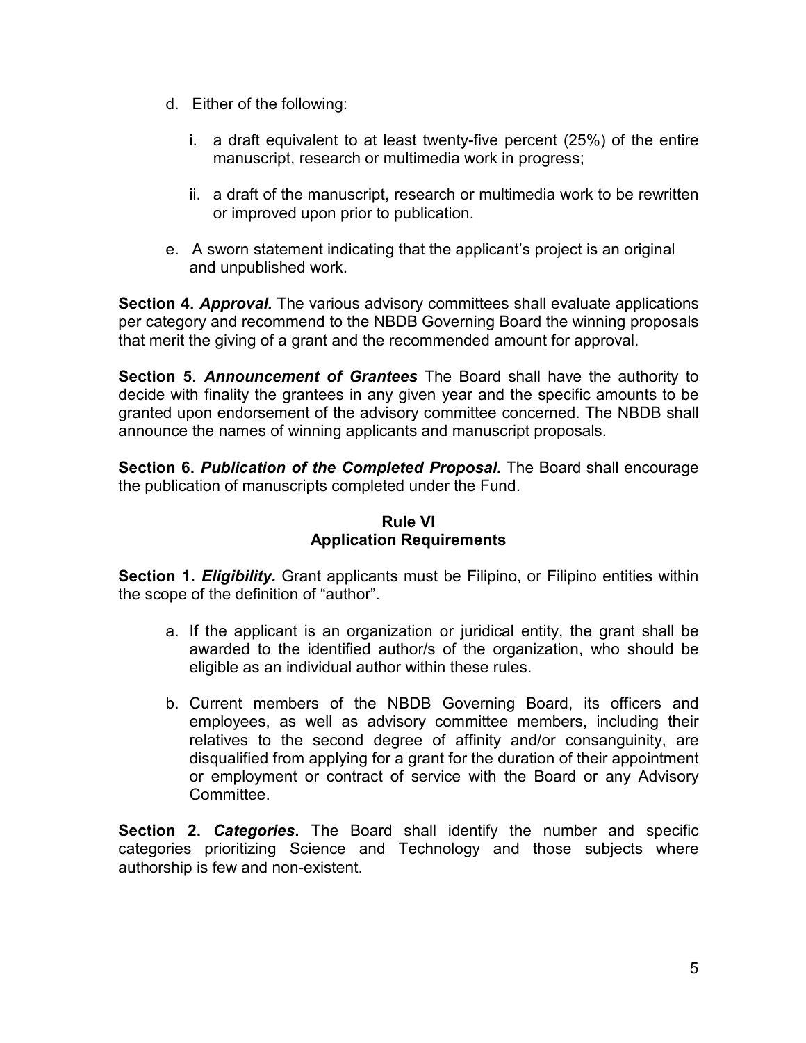d. Either of the following:

   i. a draft equivalent to at least twenty-five percent (25%) of the entire manuscript, research or multimedia work in progress;

   ii. a draft of the manuscript, research or multimedia work to be rewritten or improved upon prior to publication.

e. A sworn statement indicating that the applicant's project is an original and unpublished work.

**Section 4. *Approval.*** The various advisory committees shall evaluate applications per category and recommend to the NBDB Governing Board the winning proposals that merit the giving of a grant and the recommended amount for approval.

**Section 5. *Announcement of Grantees*** The Board shall have the authority to decide with finality the grantees in any given year and the specific amounts to be granted upon endorsement of the advisory committee concerned. The NBDB shall announce the names of winning applicants and manuscript proposals.

**Section 6. *Publication of the Completed Proposal.*** The Board shall encourage the publication of manuscripts completed under the Fund.

## Rule VI
## Application Requirements

**Section 1. *Eligibility.*** Grant applicants must be Filipino, or Filipino entities within the scope of the definition of "author".

a. If the applicant is an organization or juridical entity, the grant shall be awarded to the identified author/s of the organization, who should be eligible as an individual author within these rules.

b. Current members of the NBDB Governing Board, its officers and employees, as well as advisory committee members, including their relatives to the second degree of affinity and/or consanguinity, are disqualified from applying for a grant for the duration of their appointment or employment or contract of service with the Board or any Advisory Committee.

**Section 2. *Categories*.** The Board shall identify the number and specific categories prioritizing Science and Technology and those subjects where authorship is few and non-existent.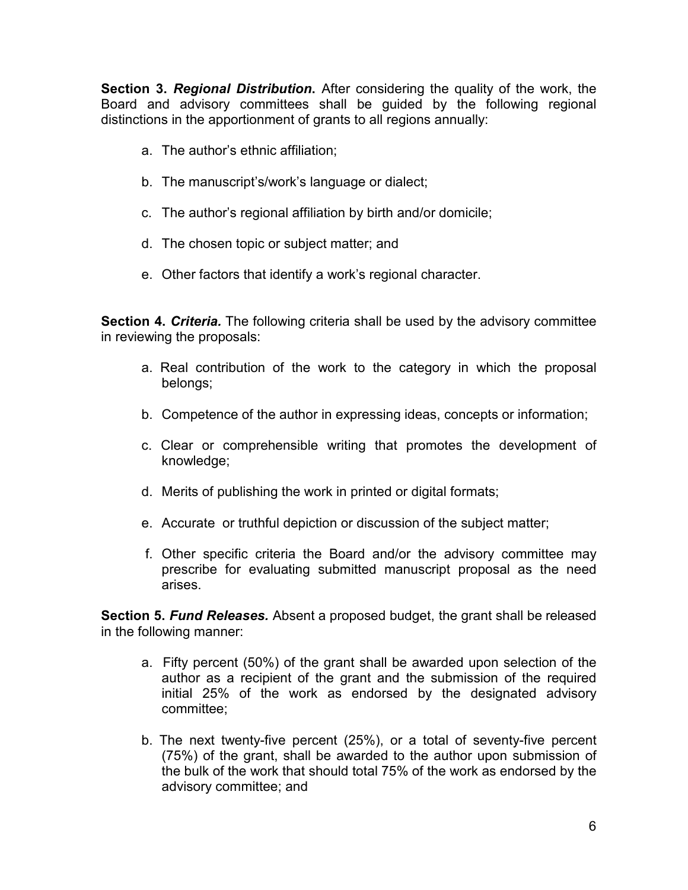**Section 3. *Regional Distribution*.** After considering the quality of the work, the Board and advisory committees shall be guided by the following regional distinctions in the apportionment of grants to all regions annually:

a. The author's ethnic affiliation;

b. The manuscript's/work's language or dialect;

c. The author's regional affiliation by birth and/or domicile;

d. The chosen topic or subject matter; and

e. Other factors that identify a work's regional character.

**Section 4. *Criteria.*** The following criteria shall be used by the advisory committee in reviewing the proposals:

a. Real contribution of the work to the category in which the proposal belongs;

b. Competence of the author in expressing ideas, concepts or information;

c. Clear or comprehensible writing that promotes the development of knowledge;

d. Merits of publishing the work in printed or digital formats;

e. Accurate or truthful depiction or discussion of the subject matter;

f. Other specific criteria the Board and/or the advisory committee may prescribe for evaluating submitted manuscript proposal as the need arises.

**Section 5. *Fund Releases.*** Absent a proposed budget, the grant shall be released in the following manner:

a. Fifty percent (50%) of the grant shall be awarded upon selection of the author as a recipient of the grant and the submission of the required initial 25% of the work as endorsed by the designated advisory committee;

b. The next twenty-five percent (25%), or a total of seventy-five percent (75%) of the grant, shall be awarded to the author upon submission of the bulk of the work that should total 75% of the work as endorsed by the advisory committee; and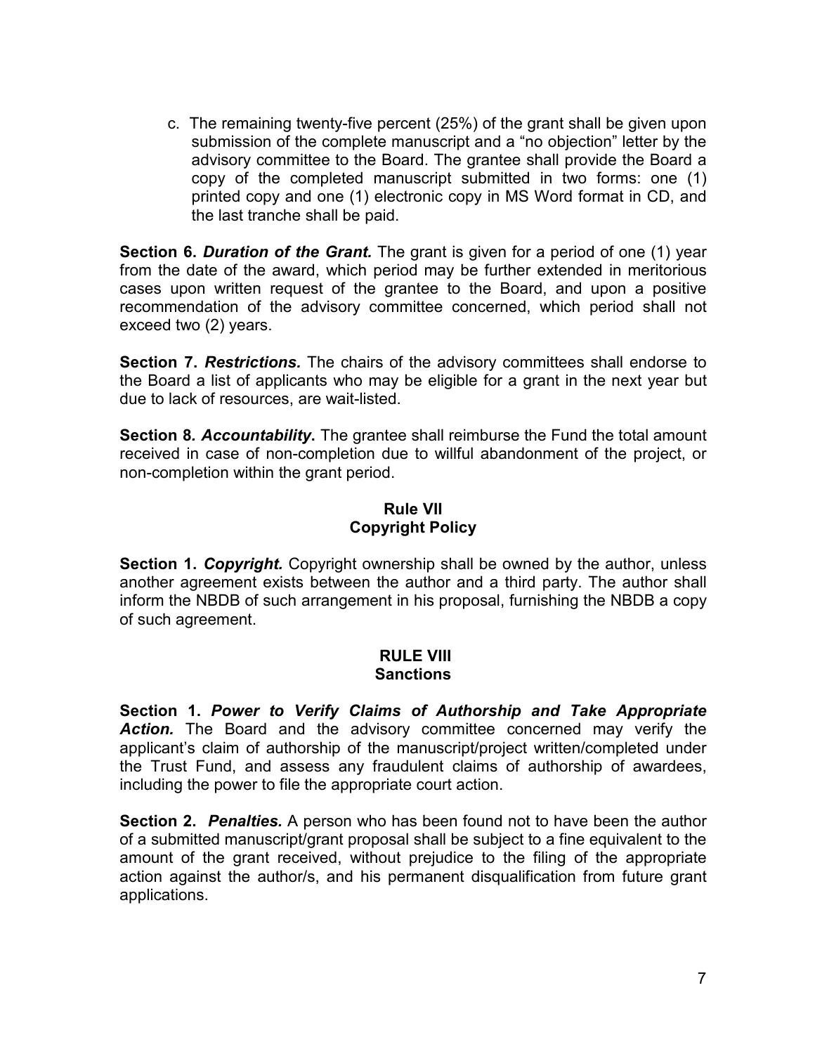c. The remaining twenty-five percent (25%) of the grant shall be given upon submission of the complete manuscript and a "no objection" letter by the advisory committee to the Board. The grantee shall provide the Board a copy of the completed manuscript submitted in two forms: one (1) printed copy and one (1) electronic copy in MS Word format in CD, and the last tranche shall be paid.

**Section 6. *Duration of the Grant.*** The grant is given for a period of one (1) year from the date of the award, which period may be further extended in meritorious cases upon written request of the grantee to the Board, and upon a positive recommendation of the advisory committee concerned, which period shall not exceed two (2) years.

**Section 7. *Restrictions.*** The chairs of the advisory committees shall endorse to the Board a list of applicants who may be eligible for a grant in the next year but due to lack of resources, are wait-listed.

**Section 8. *Accountability*.** The grantee shall reimburse the Fund the total amount received in case of non-completion due to willful abandonment of the project, or non-completion within the grant period.

## Rule VII
## Copyright Policy

**Section 1. *Copyright.*** Copyright ownership shall be owned by the author, unless another agreement exists between the author and a third party. The author shall inform the NBDB of such arrangement in his proposal, furnishing the NBDB a copy of such agreement.

## RULE VIII
## Sanctions

**Section 1. *Power to Verify Claims of Authorship and Take Appropriate Action.*** The Board and the advisory committee concerned may verify the applicant's claim of authorship of the manuscript/project written/completed under the Trust Fund, and assess any fraudulent claims of authorship of awardees, including the power to file the appropriate court action.

**Section 2. *Penalties.*** A person who has been found not to have been the author of a submitted manuscript/grant proposal shall be subject to a fine equivalent to the amount of the grant received, without prejudice to the filing of the appropriate action against the author/s, and his permanent disqualification from future grant applications.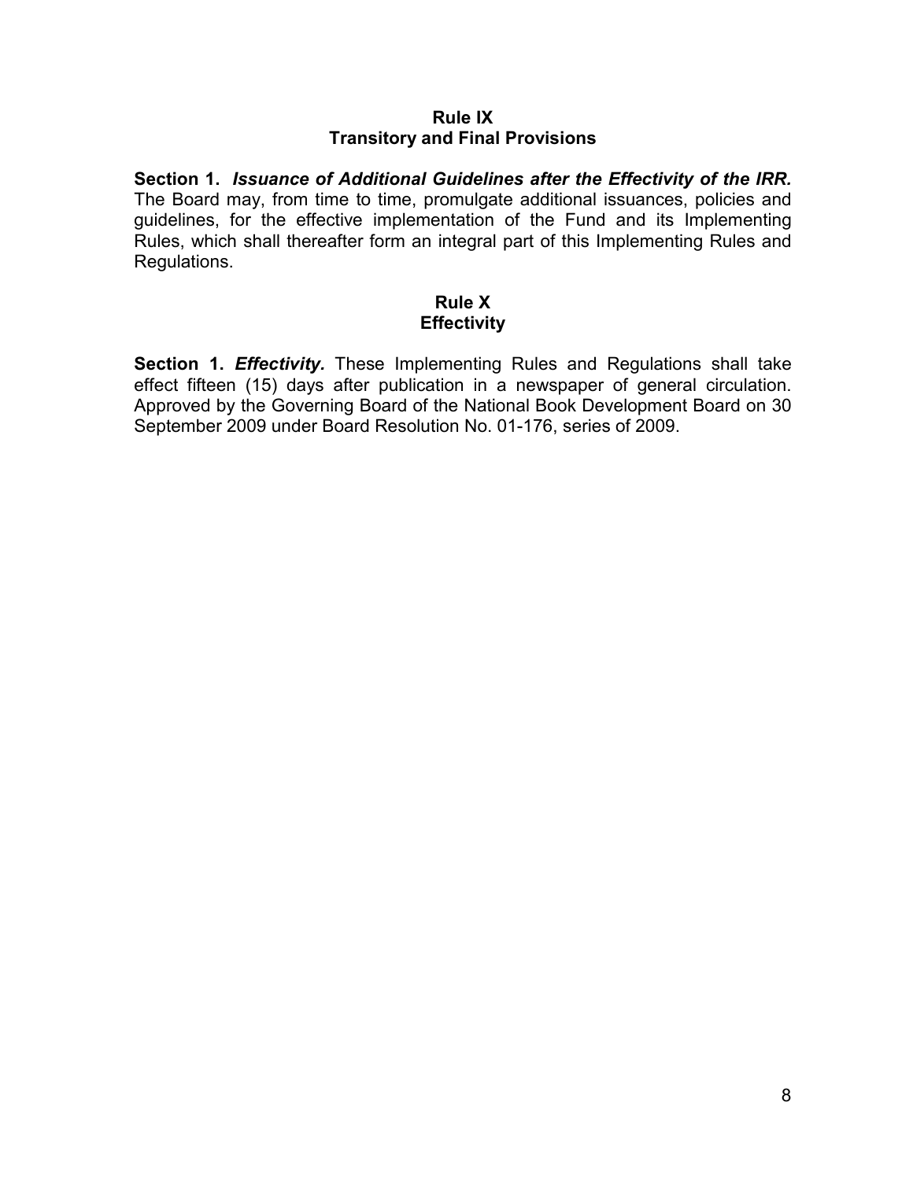## Rule IX
## Transitory and Final Provisions

**Section 1.** ***Issuance of Additional Guidelines after the Effectivity of the IRR.*** The Board may, from time to time, promulgate additional issuances, policies and guidelines, for the effective implementation of the Fund and its Implementing Rules, which shall thereafter form an integral part of this Implementing Rules and Regulations.

## Rule X
## Effectivity

**Section 1.** ***Effectivity.*** These Implementing Rules and Regulations shall take effect fifteen (15) days after publication in a newspaper of general circulation. Approved by the Governing Board of the National Book Development Board on 30 September 2009 under Board Resolution No. 01-176, series of 2009.